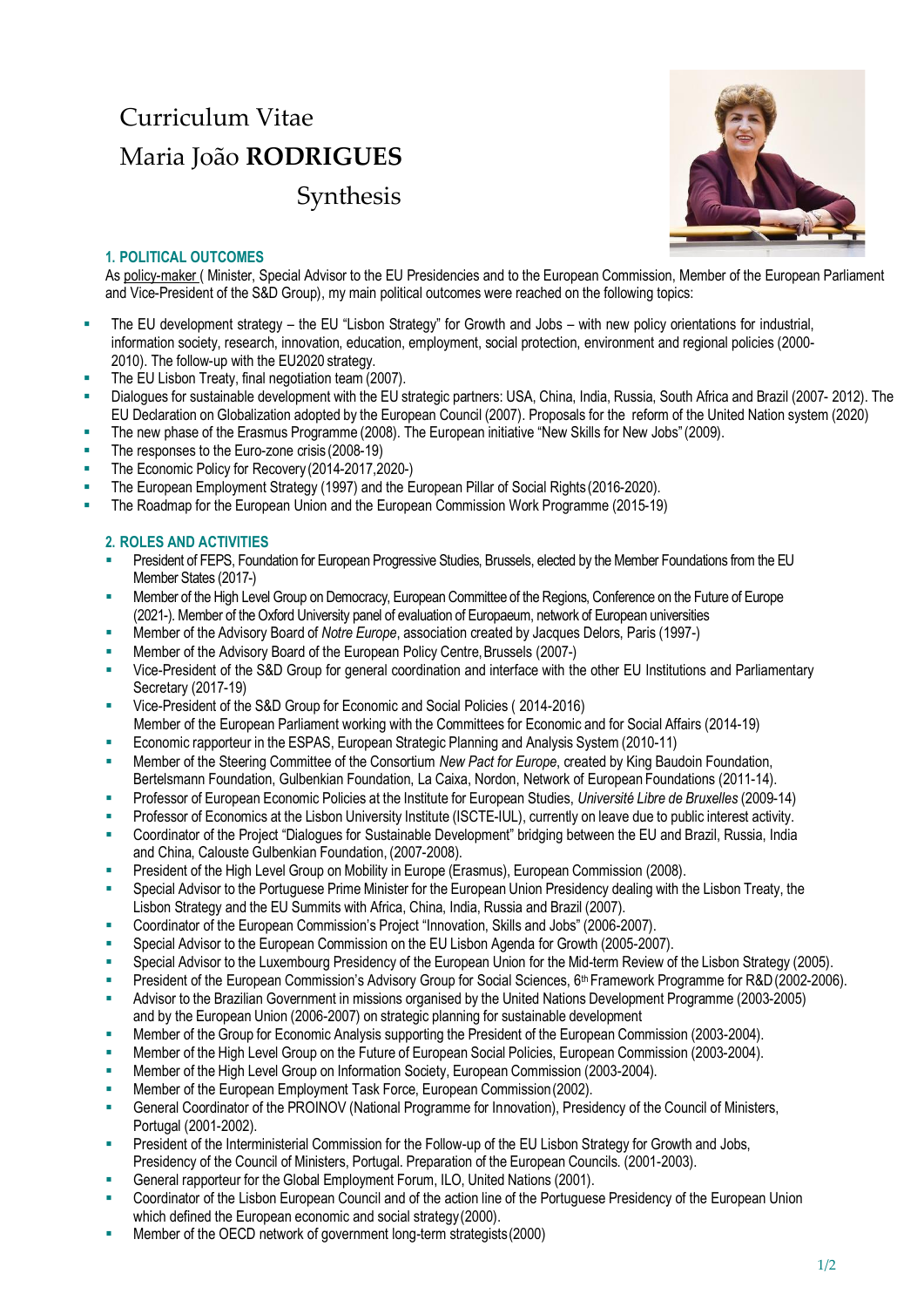# Curriculum Vitae
# Maria João **RODRIGUES**
## Synthesis

### 1. POLITICAL OUTCOMES

As policy-maker ( Minister, Special Advisor to the EU Presidencies and to the European Commission, Member of the European Parliament and Vice-President of the S&D Group), my main political outcomes were reached on the following topics:

- The EU development strategy – the EU "Lisbon Strategy" for Growth and Jobs – with new policy orientations for industrial, information society, research, innovation, education, employment, social protection, environment and regional policies (2000-2010). The follow-up with the EU2020 strategy.
- The EU Lisbon Treaty, final negotiation team (2007).
- Dialogues for sustainable development with the EU strategic partners: USA, China, India, Russia, South Africa and Brazil (2007- 2012). The EU Declaration on Globalization adopted by the European Council (2007). Proposals for the reform of the United Nation system (2020)
- The new phase of the Erasmus Programme (2008). The European initiative "New Skills for New Jobs" (2009).
- The responses to the Euro-zone crisis (2008-19)
- The Economic Policy for Recovery (2014-2017,2020-)
- The European Employment Strategy (1997) and the European Pillar of Social Rights (2016-2020).
- The Roadmap for the European Union and the European Commission Work Programme (2015-19)

### 2. ROLES AND ACTIVITIES

- President of FEPS, Foundation for European Progressive Studies, Brussels, elected by the Member Foundations from the EU Member States (2017-)
- Member of the High Level Group on Democracy, European Committee of the Regions, Conference on the Future of Europe (2021-). Member of the Oxford University panel of evaluation of Europaeum, network of European universities
- Member of the Advisory Board of *Notre Europe*, association created by Jacques Delors, Paris (1997-)
- Member of the Advisory Board of the European Policy Centre, Brussels (2007-)
- Vice-President of the S&D Group for general coordination and interface with the other EU Institutions and Parliamentary Secretary (2017-19)
- Vice-President of the S&D Group for Economic and Social Policies ( 2014-2016)
  Member of the European Parliament working with the Committees for Economic and for Social Affairs (2014-19)
- Economic rapporteur in the ESPAS, European Strategic Planning and Analysis System (2010-11)
- Member of the Steering Committee of the Consortium *New Pact for Europe*, created by King Baudoin Foundation, Bertelsmann Foundation, Gulbenkian Foundation, La Caixa, Nordon, Network of European Foundations (2011-14).
- Professor of European Economic Policies at the Institute for European Studies, *Université Libre de Bruxelles* (2009-14)
- Professor of Economics at the Lisbon University Institute (ISCTE-IUL), currently on leave due to public interest activity.
- Coordinator of the Project "Dialogues for Sustainable Development" bridging between the EU and Brazil, Russia, India and China, Calouste Gulbenkian Foundation, (2007-2008).
- President of the High Level Group on Mobility in Europe (Erasmus), European Commission (2008).
- Special Advisor to the Portuguese Prime Minister for the European Union Presidency dealing with the Lisbon Treaty, the Lisbon Strategy and the EU Summits with Africa, China, India, Russia and Brazil (2007).
- Coordinator of the European Commission's Project "Innovation, Skills and Jobs" (2006-2007).
- Special Advisor to the European Commission on the EU Lisbon Agenda for Growth (2005-2007).
- Special Advisor to the Luxembourg Presidency of the European Union for the Mid-term Review of the Lisbon Strategy (2005).
- President of the European Commission's Advisory Group for Social Sciences, 6th Framework Programme for R&D (2002-2006).
- Advisor to the Brazilian Government in missions organised by the United Nations Development Programme (2003-2005) and by the European Union (2006-2007) on strategic planning for sustainable development
- Member of the Group for Economic Analysis supporting the President of the European Commission (2003-2004).
- Member of the High Level Group on the Future of European Social Policies, European Commission (2003-2004).
- Member of the High Level Group on Information Society, European Commission (2003-2004).
- Member of the European Employment Task Force, European Commission (2002).
- General Coordinator of the PROINOV (National Programme for Innovation), Presidency of the Council of Ministers, Portugal (2001-2002).
- President of the Interministerial Commission for the Follow-up of the EU Lisbon Strategy for Growth and Jobs, Presidency of the Council of Ministers, Portugal. Preparation of the European Councils. (2001-2003).
- General rapporteur for the Global Employment Forum, ILO, United Nations (2001).
- Coordinator of the Lisbon European Council and of the action line of the Portuguese Presidency of the European Union which defined the European economic and social strategy (2000).
- Member of the OECD network of government long-term strategists (2000)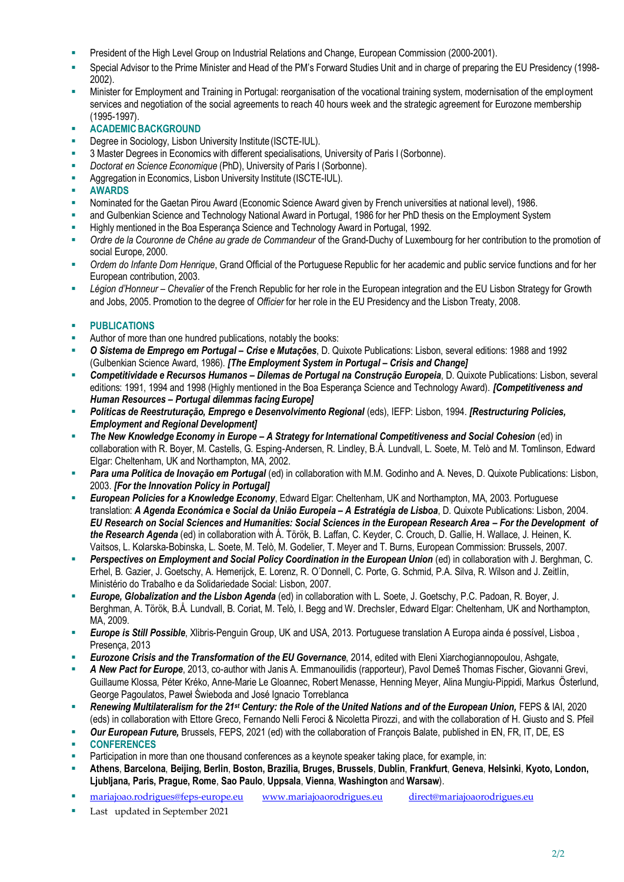- President of the High Level Group on Industrial Relations and Change, European Commission (2000-2001).
- Special Advisor to the Prime Minister and Head of the PM's Forward Studies Unit and in charge of preparing the EU Presidency (1998-2002).
- Minister for Employment and Training in Portugal: reorganisation of the vocational training system, modernisation of the employment services and negotiation of the social agreements to reach 40 hours week and the strategic agreement for Eurozone membership (1995-1997).

## ACADEMIC BACKGROUND

- Degree in Sociology, Lisbon University Institute (ISCTE-IUL).
- 3 Master Degrees in Economics with different specialisations, University of Paris I (Sorbonne).
- *Doctorat en Science Economique* (PhD), University of Paris I (Sorbonne).
- Aggregation in Economics, Lisbon University Institute (ISCTE-IUL).

## AWARDS

- Nominated for the Gaetan Pirou Award (Economic Science Award given by French universities at national level), 1986.
- and Gulbenkian Science and Technology National Award in Portugal, 1986 for her PhD thesis on the Employment System
- Highly mentioned in the Boa Esperança Science and Technology Award in Portugal, 1992.
- *Ordre de la Couronne de Chêne au grade de Commandeur* of the Grand-Duchy of Luxembourg for her contribution to the promotion of social Europe, 2000.
- *Ordem do Infante Dom Henrique*, Grand Official of the Portuguese Republic for her academic and public service functions and for her European contribution, 2003.
- *Légion d'Honneur – Chevalier* of the French Republic for her role in the European integration and the EU Lisbon Strategy for Growth and Jobs, 2005. Promotion to the degree of *Officier* for her role in the EU Presidency and the Lisbon Treaty, 2008.

## PUBLICATIONS

- Author of more than one hundred publications, notably the books:
- ***O Sistema de Emprego em Portugal – Crise e Mutações***, D. Quixote Publications: Lisbon, several editions: 1988 and 1992 (Gulbenkian Science Award, 1986). ***[The Employment System in Portugal – Crisis and Change]***
- ***Competitividade e Recursos Humanos – Dilemas de Portugal na Construção Europeia***, D. Quixote Publications: Lisbon, several editions: 1991, 1994 and 1998 (Highly mentioned in the Boa Esperança Science and Technology Award). ***[Competitiveness and Human Resources – Portugal dilemmas facing Europe]***
- ***Políticas de Reestruturação, Emprego e Desenvolvimento Regional*** (eds), IEFP: Lisbon, 1994. ***[Restructuring Policies, Employment and Regional Development]***
- ***The New Knowledge Economy in Europe – A Strategy for International Competitiveness and Social Cohesion*** (ed) in collaboration with R. Boyer, M. Castells, G. Esping-Andersen, R. Lindley, B.Å. Lundvall, L. Soete, M. Telò and M. Tomlinson, Edward Elgar: Cheltenham, UK and Northampton, MA, 2002.
- ***Para uma Política de Inovação em Portugal*** (ed) in collaboration with M.M. Godinho and A. Neves, D. Quixote Publications: Lisbon, 2003. ***[For the Innovation Policy in Portugal]***
- ***European Policies for a Knowledge Economy***, Edward Elgar: Cheltenham, UK and Northampton, MA, 2003. Portuguese translation: ***A Agenda Económica e Social da União Europeia – A Estratégia de Lisboa***, D. Quixote Publications: Lisbon, 2004. ***EU Research on Social Sciences and Humanities: Social Sciences in the European Research Area – For the Development of the Research Agenda*** (ed) in collaboration with Á. Török, B. Laffan, C. Keyder, C. Crouch, D. Gallie, H. Wallace, J. Heinen, K. Vaitsos, L. Kolarska-Bobinska, L. Soete, M. Telò, M. Godelier, T. Meyer and T. Burns, European Commission: Brussels, 2007.
- ***Perspectives on Employment and Social Policy Coordination in the European Union*** (ed) in collaboration with J. Berghman, C. Erhel, B. Gazier, J. Goetschy, A. Hemerijck, E. Lorenz, R. O´Donnell, C. Porte, G. Schmid, P.A. Silva, R. Wilson and J. Zeitlin, Ministério do Trabalho e da Solidariedade Social: Lisbon, 2007.
- ***Europe, Globalization and the Lisbon Agenda*** (ed) in collaboration with L. Soete, J. Goetschy, P.C. Padoan, R. Boyer, J. Berghman, A. Török, B.Å. Lundvall, B. Coriat, M. Telò, I. Begg and W. Drechsler, Edward Elgar: Cheltenham, UK and Northampton, MA, 2009.
- ***Europe is Still Possible***, Xlibris-Penguin Group, UK and USA, 2013. Portuguese translation A Europa ainda é possível, Lisboa , Presença, 2013
- ***Eurozone Crisis and the Transformation of the EU Governance***, 2014, edited with Eleni Xiarchogiannopoulou, Ashgate,
- ***A New Pact for Europe***, 2013, co-author with Janis A. Emmanouilidis (rapporteur), Pavol Demeš Thomas Fischer, Giovanni Grevi, Guillaume Klossa, Péter Kréko, Anne-Marie Le Gloannec, Robert Menasse, Henning Meyer, Alina Mungiu-Pippidi, Markus Österlund, George Pagoulatos, Paweł Świeboda and José Ignacio Torreblanca
- ***Renewing Multilateralism for the 21st Century: the Role of the United Nations and of the European Union,*** FEPS & IAI, 2020 (eds) in collaboration with Ettore Greco, Fernando Nelli Feroci & Nicoletta Pirozzi, and with the collaboration of H. Giusto and S. Pfeil
- ***Our European Future,*** Brussels, FEPS, 2021 (ed) with the collaboration of François Balate, published in EN, FR, IT, DE, ES

## CONFERENCES

- Participation in more than one thousand conferences as a keynote speaker taking place, for example, in:
- **Athens**, **Barcelona**, **Beijing, Berlin**, **Boston, Brazilia, Bruges, Brussels**, **Dublin**, **Frankfurt**, **Geneva**, **Helsinki**, **Kyoto, London, Ljubljana, Paris, Prague, Rome**, **Sao Paulo**, **Uppsala**, **Vienna**, **Washington** and **Warsaw**).
- mariajoao.rodrigues@feps-europe.eu www.mariajoaorodrigues.eu direct@mariajoaorodrigues.eu
- Last updated in September 2021